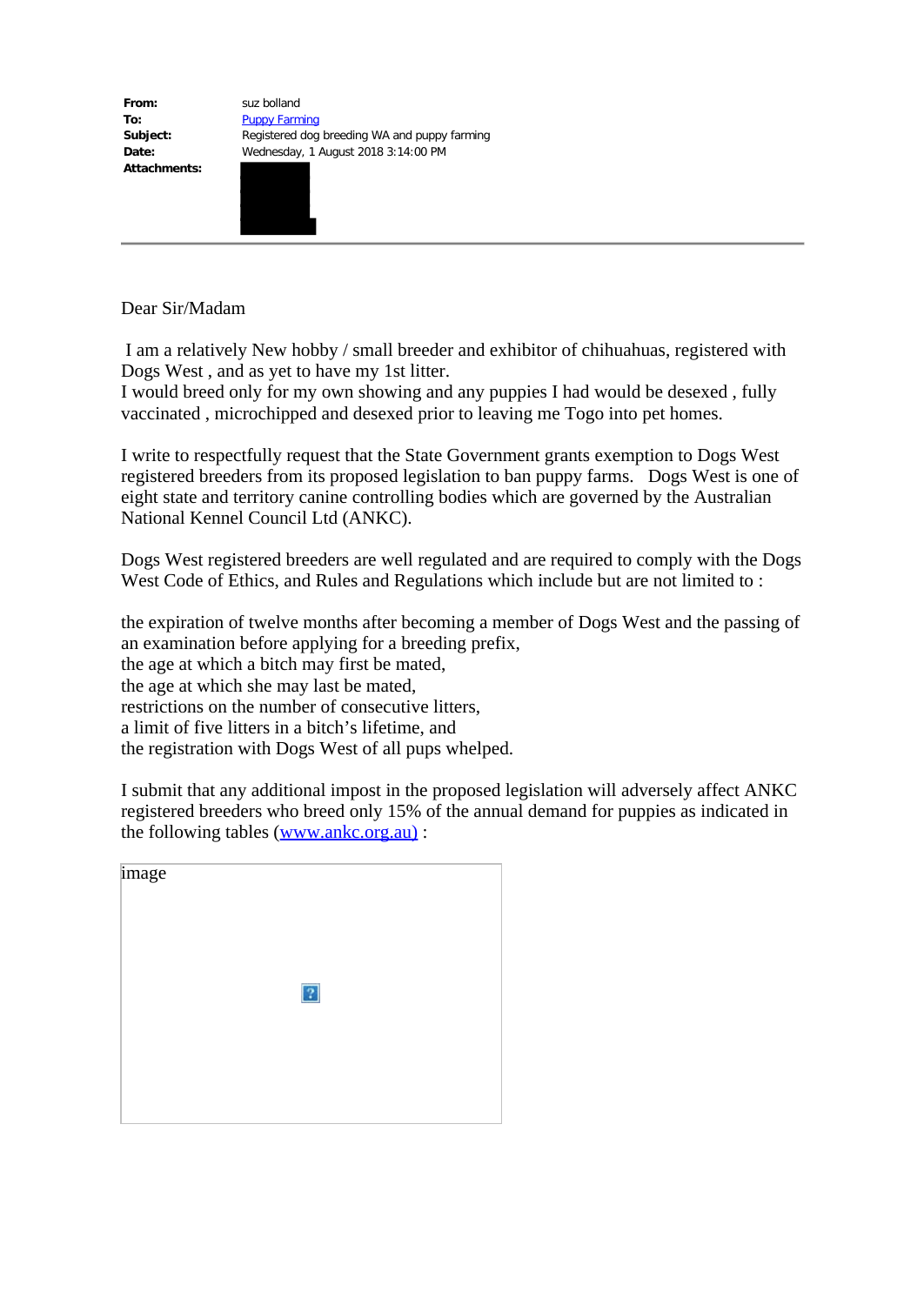**From:** suz bolland
**To:** Puppy Farming
**Subject:** Registered dog breeding WA and puppy farming
**Date:** Wednesday, 1 August 2018 3:14:00 PM
**Attachments:**

Dear Sir/Madam

I am a relatively New hobby / small breeder and exhibitor of chihuahuas, registered with Dogs West , and as yet to have my 1st litter.
I would breed only for my own showing and any puppies I had would be desexed , fully vaccinated , microchipped and desexed prior to leaving me Togo into pet homes.

I write to respectfully request that the State Government grants exemption to Dogs West registered breeders from its proposed legislation to ban puppy farms. Dogs West is one of eight state and territory canine controlling bodies which are governed by the Australian National Kennel Council Ltd (ANKC).

Dogs West registered breeders are well regulated and are required to comply with the Dogs West Code of Ethics, and Rules and Regulations which include but are not limited to :

the expiration of twelve months after becoming a member of Dogs West and the passing of an examination before applying for a breeding prefix,
the age at which a bitch may first be mated,
the age at which she may last be mated,
restrictions on the number of consecutive litters,
a limit of five litters in a bitch's lifetime, and
the registration with Dogs West of all pups whelped.

I submit that any additional impost in the proposed legislation will adversely affect ANKC registered breeders who breed only 15% of the annual demand for puppies as indicated in the following tables (www.ankc.org.au) :

image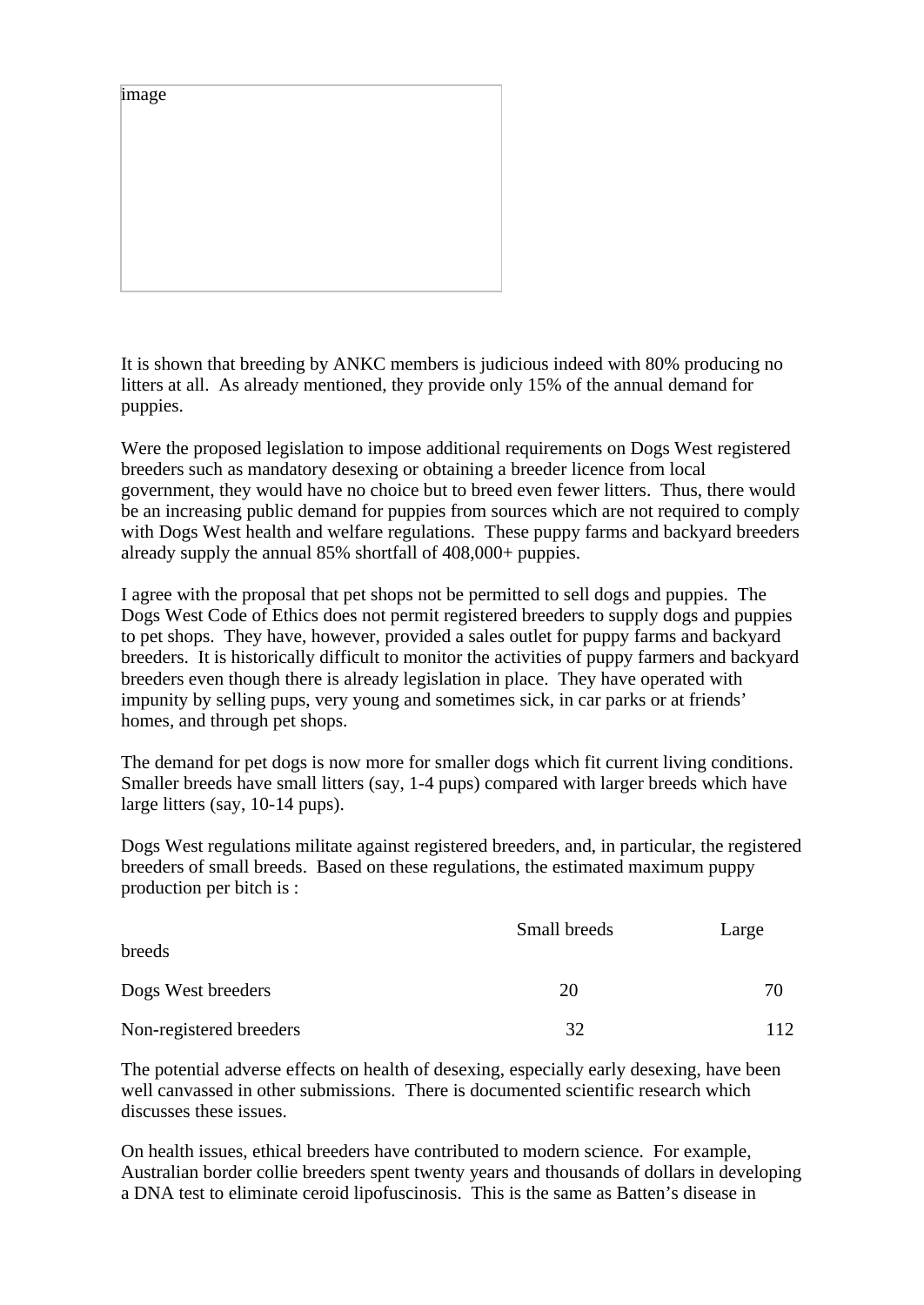image

It is shown that breeding by ANKC members is judicious indeed with 80% producing no litters at all. As already mentioned, they provide only 15% of the annual demand for puppies.

Were the proposed legislation to impose additional requirements on Dogs West registered breeders such as mandatory desexing or obtaining a breeder licence from local government, they would have no choice but to breed even fewer litters. Thus, there would be an increasing public demand for puppies from sources which are not required to comply with Dogs West health and welfare regulations. These puppy farms and backyard breeders already supply the annual 85% shortfall of 408,000+ puppies.

I agree with the proposal that pet shops not be permitted to sell dogs and puppies. The Dogs West Code of Ethics does not permit registered breeders to supply dogs and puppies to pet shops. They have, however, provided a sales outlet for puppy farms and backyard breeders. It is historically difficult to monitor the activities of puppy farmers and backyard breeders even though there is already legislation in place. They have operated with impunity by selling pups, very young and sometimes sick, in car parks or at friends' homes, and through pet shops.

The demand for pet dogs is now more for smaller dogs which fit current living conditions. Smaller breeds have small litters (say, 1-4 pups) compared with larger breeds which have large litters (say, 10-14 pups).

Dogs West regulations militate against registered breeders, and, in particular, the registered breeders of small breeds. Based on these regulations, the estimated maximum puppy production per bitch is :

| | Small breeds | Large breeds |
|---|---|---|
| Dogs West breeders | 20 | 70 |
| Non-registered breeders | 32 | 112 |

The potential adverse effects on health of desexing, especially early desexing, have been well canvassed in other submissions. There is documented scientific research which discusses these issues.

On health issues, ethical breeders have contributed to modern science. For example, Australian border collie breeders spent twenty years and thousands of dollars in developing a DNA test to eliminate ceroid lipofuscinosis. This is the same as Batten's disease in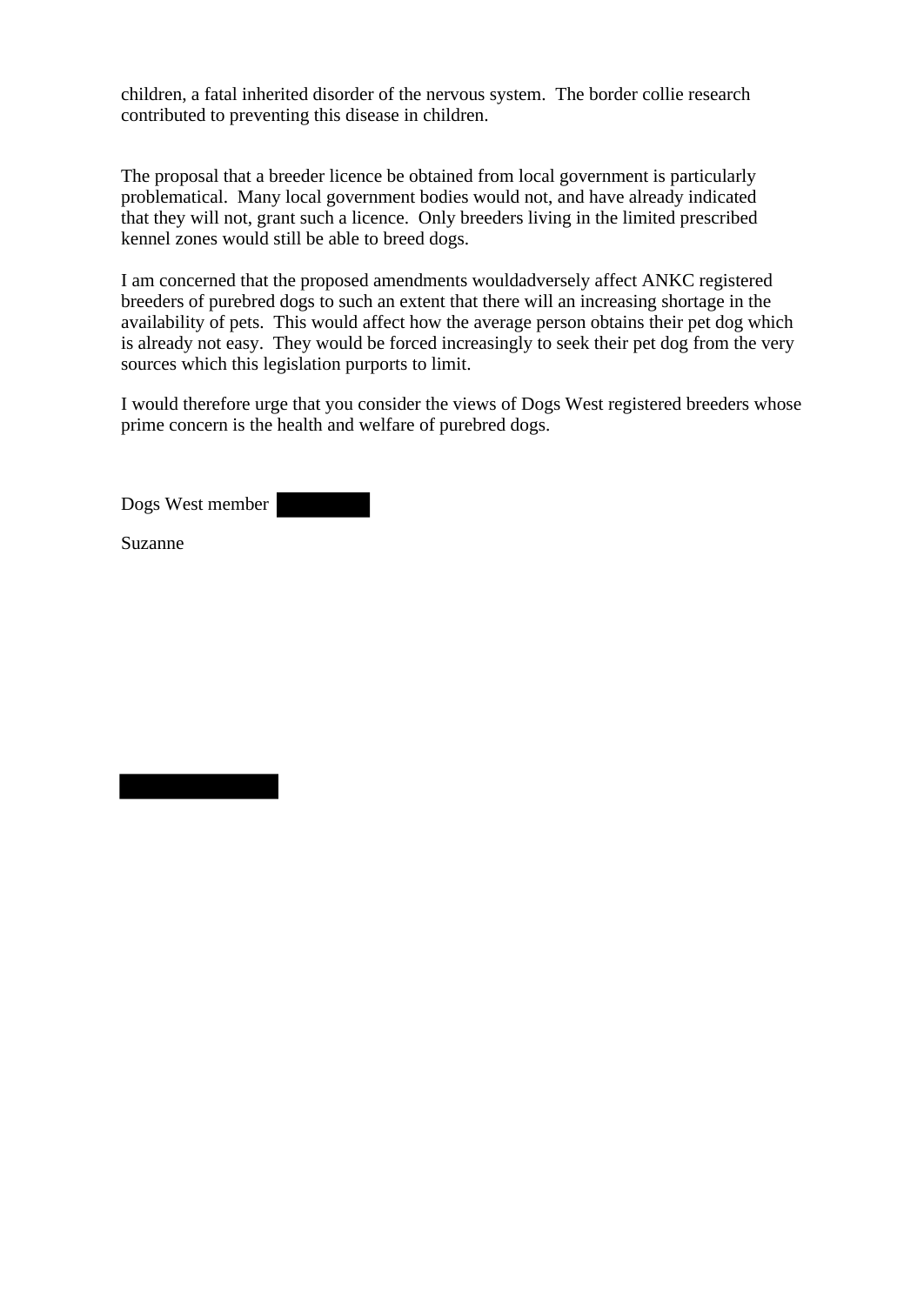children, a fatal inherited disorder of the nervous system. The border collie research contributed to preventing this disease in children.

The proposal that a breeder licence be obtained from local government is particularly problematical. Many local government bodies would not, and have already indicated that they will not, grant such a licence. Only breeders living in the limited prescribed kennel zones would still be able to breed dogs.

I am concerned that the proposed amendments wouldadversely affect ANKC registered breeders of purebred dogs to such an extent that there will an increasing shortage in the availability of pets. This would affect how the average person obtains their pet dog which is already not easy. They would be forced increasingly to seek their pet dog from the very sources which this legislation purports to limit.

I would therefore urge that you consider the views of Dogs West registered breeders whose prime concern is the health and welfare of purebred dogs.

Dogs West member

Suzanne